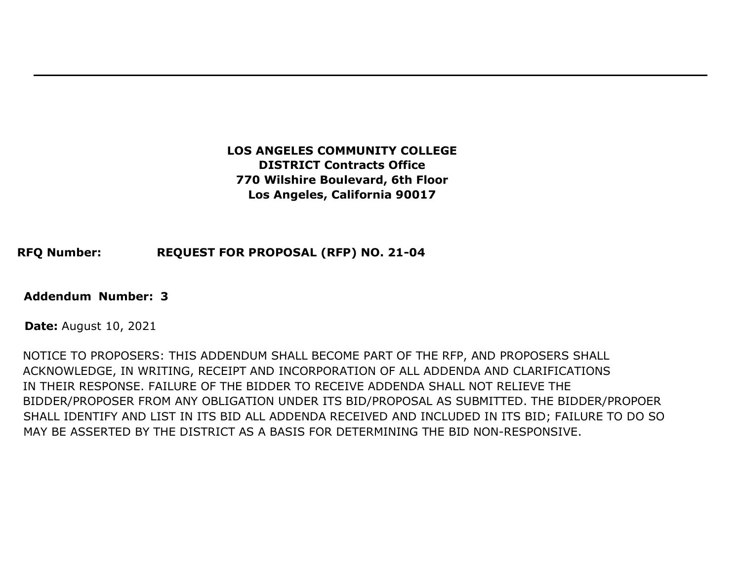**LOS ANGELES COMMUNITY COLLEGE**
**DISTRICT Contracts Office**
**770 Wilshire Boulevard, 6th Floor**
**Los Angeles, California 90017**

**RFQ Number:** **REQUEST FOR PROPOSAL (RFP) NO. 21-04**

**Addendum Number: 3**

**Date:** August 10, 2021

NOTICE TO PROPOSERS: THIS ADDENDUM SHALL BECOME PART OF THE RFP, AND PROPOSERS SHALL ACKNOWLEDGE, IN WRITING, RECEIPT AND INCORPORATION OF ALL ADDENDA AND CLARIFICATIONS IN THEIR RESPONSE. FAILURE OF THE BIDDER TO RECEIVE ADDENDA SHALL NOT RELIEVE THE BIDDER/PROPOSER FROM ANY OBLIGATION UNDER ITS BID/PROPOSAL AS SUBMITTED. THE BIDDER/PROPOER SHALL IDENTIFY AND LIST IN ITS BID ALL ADDENDA RECEIVED AND INCLUDED IN ITS BID; FAILURE TO DO SO MAY BE ASSERTED BY THE DISTRICT AS A BASIS FOR DETERMINING THE BID NON-RESPONSIVE.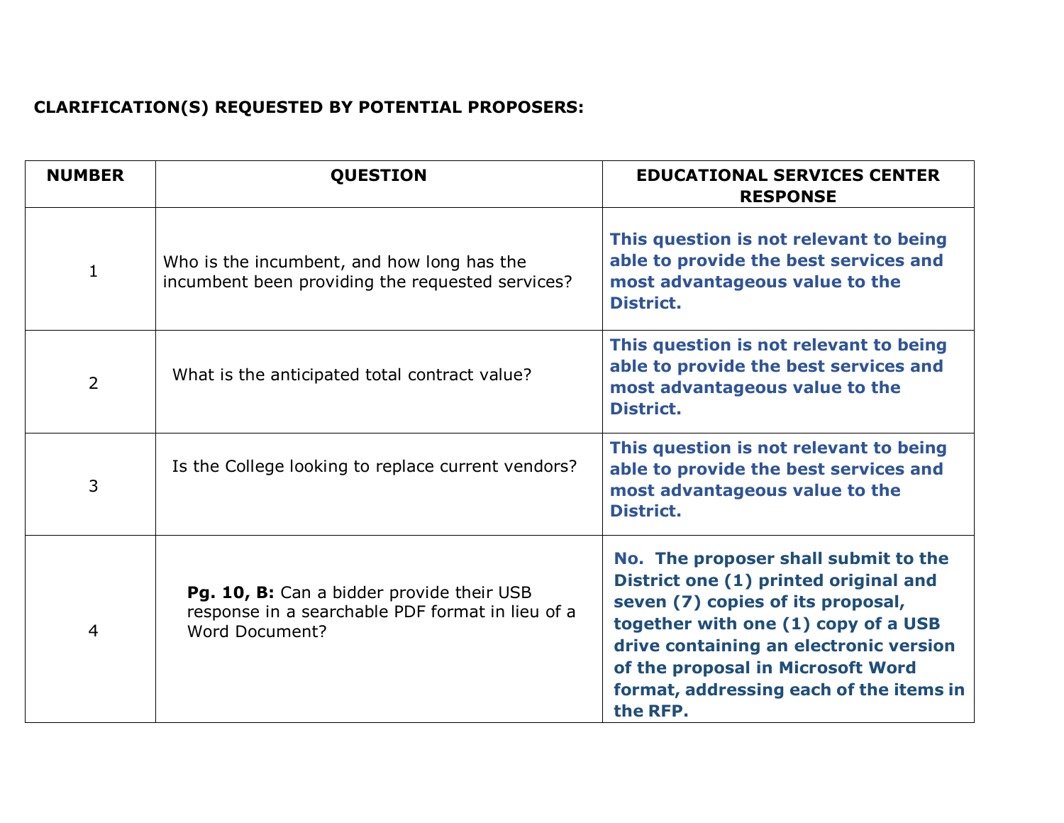**CLARIFICATION(S) REQUESTED BY POTENTIAL PROPOSERS:**

| NUMBER | QUESTION | EDUCATIONAL SERVICES CENTER RESPONSE |
|---|---|---|
| 1 | Who is the incumbent, and how long has the incumbent been providing the requested services? | **This question is not relevant to being able to provide the best services and most advantageous value to the District.** |
| 2 | What is the anticipated total contract value? | **This question is not relevant to being able to provide the best services and most advantageous value to the District.** |
| 3 | Is the College looking to replace current vendors? | **This question is not relevant to being able to provide the best services and most advantageous value to the District.** |
| 4 | **Pg. 10, B:** Can a bidder provide their USB response in a searchable PDF format in lieu of a Word Document? | **No. The proposer shall submit to the District one (1) printed original and seven (7) copies of its proposal, together with one (1) copy of a USB drive containing an electronic version of the proposal in Microsoft Word format, addressing each of the items in the RFP.** |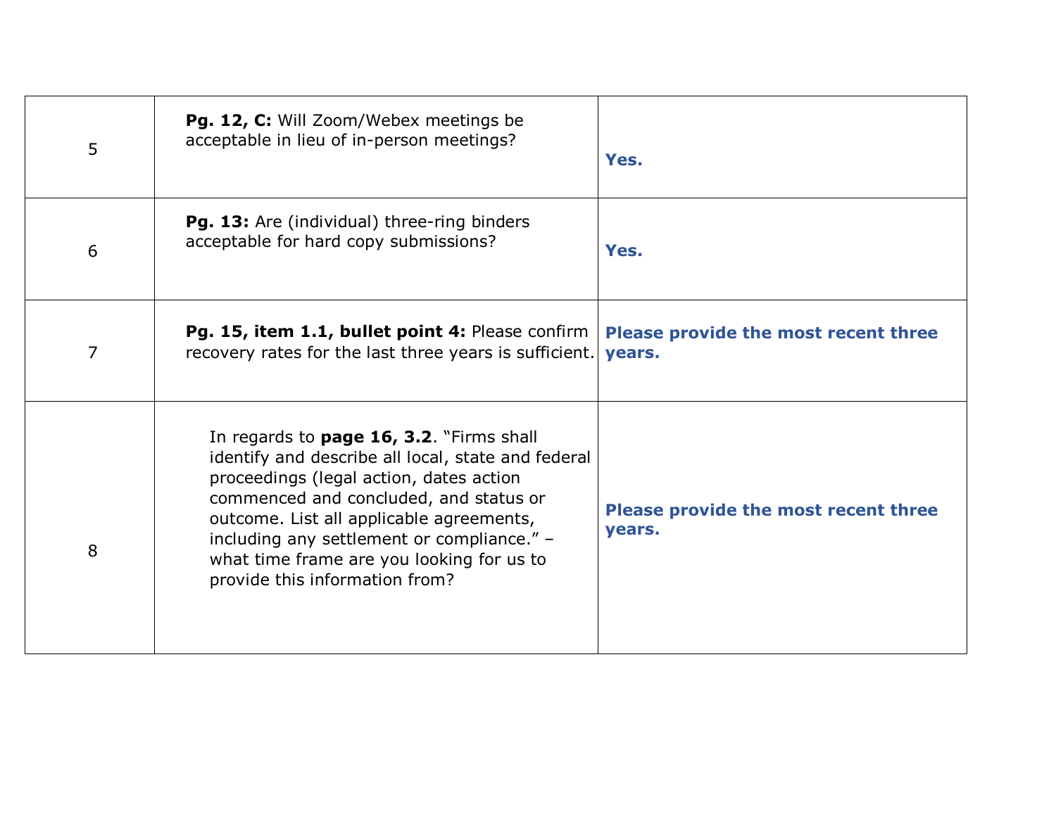| 5 | **Pg. 12, C:** Will Zoom/Webex meetings be acceptable in lieu of in-person meetings? | **Yes.** |
|---|---|---|
| 6 | **Pg. 13:** Are (individual) three-ring binders acceptable for hard copy submissions? | **Yes.** |
| 7 | **Pg. 15, item 1.1, bullet point 4:** Please confirm recovery rates for the last three years is sufficient. | **Please provide the most recent three years.** |
| 8 | In regards to **page 16, 3.2**. "Firms shall identify and describe all local, state and federal proceedings (legal action, dates action commenced and concluded, and status or outcome. List all applicable agreements, including any settlement or compliance." – what time frame are you looking for us to provide this information from? | **Please provide the most recent three years.** |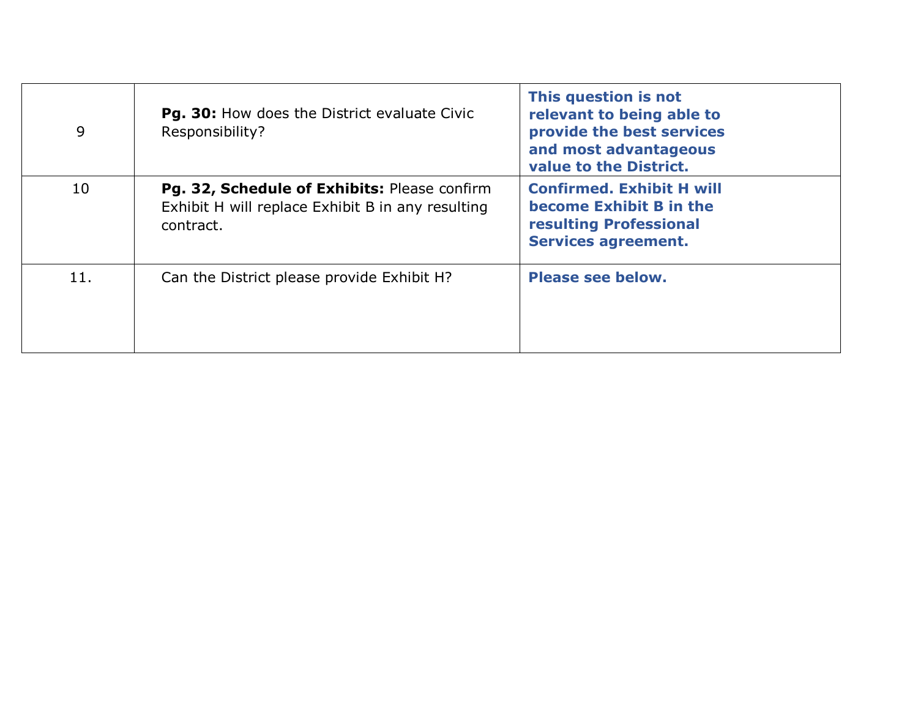| | | |
|---|---|---|
| 9 | **Pg. 30:** How does the District evaluate Civic Responsibility? | **This question is not relevant to being able to provide the best services and most advantageous value to the District.** |
| 10 | **Pg. 32, Schedule of Exhibits:** Please confirm Exhibit H will replace Exhibit B in any resulting contract. | **Confirmed. Exhibit H will become Exhibit B in the resulting Professional Services agreement.** |
| 11. | Can the District please provide Exhibit H? | **Please see below.** |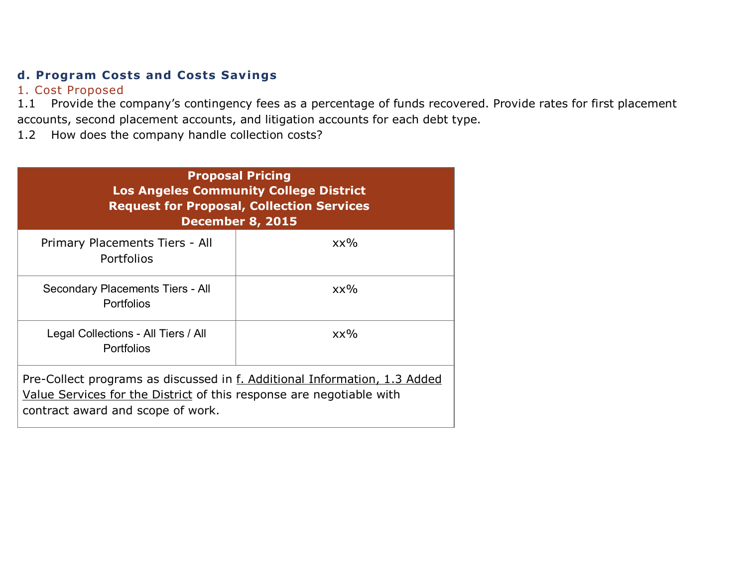## d. Program Costs and Costs Savings

### 1. Cost Proposed

1.1 Provide the company’s contingency fees as a percentage of funds recovered. Provide rates for first placement accounts, second placement accounts, and litigation accounts for each debt type.

1.2 How does the company handle collection costs?

| **Proposal Pricing<br>Los Angeles Community College District<br>Request for Proposal, Collection Services<br>December 8, 2015** | |
|---|---|
| Primary Placements Tiers - All Portfolios | xx% |
| Secondary Placements Tiers - All Portfolios | xx% |
| Legal Collections - All Tiers / All Portfolios | xx% |
| Pre-Collect programs as discussed in f. Additional Information, 1.3 Added Value Services for the District of this response are negotiable with contract award and scope of work. | |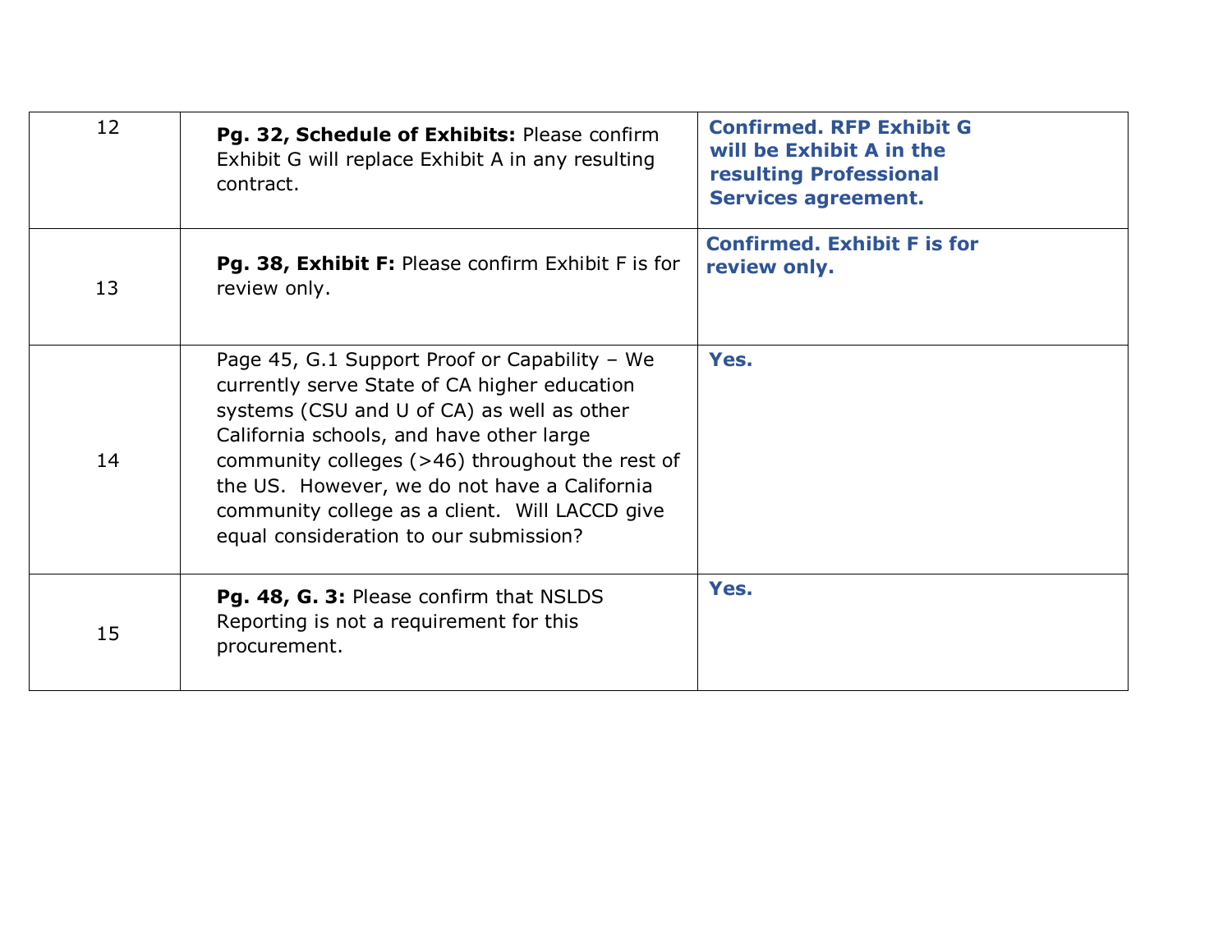| | | |
|---|---|---|
| 12 | **Pg. 32, Schedule of Exhibits:** Please confirm Exhibit G will replace Exhibit A in any resulting contract. | **Confirmed. RFP Exhibit G will be Exhibit A in the resulting Professional Services agreement.** |
| 13 | **Pg. 38, Exhibit F:** Please confirm Exhibit F is for review only. | **Confirmed. Exhibit F is for review only.** |
| 14 | Page 45, G.1 Support Proof or Capability – We currently serve State of CA higher education systems (CSU and U of CA) as well as other California schools, and have other large community colleges (>46) throughout the rest of the US. However, we do not have a California community college as a client. Will LACCD give equal consideration to our submission? | **Yes.** |
| 15 | **Pg. 48, G. 3:** Please confirm that NSLDS Reporting is not a requirement for this procurement. | **Yes.** |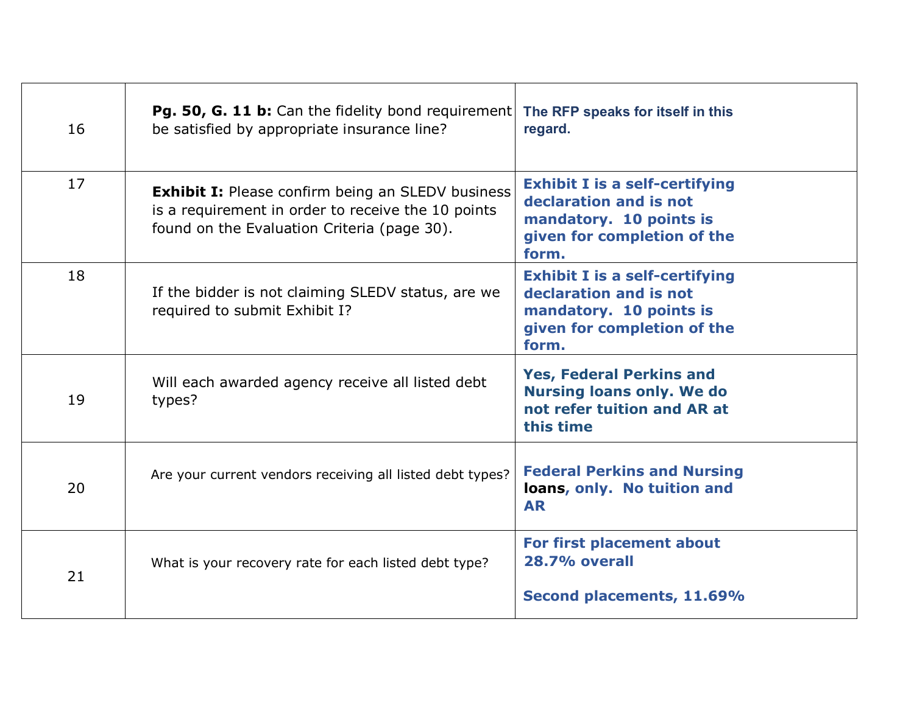| | | |
|---|---|---|
| 16 | **Pg. 50, G. 11 b:** Can the fidelity bond requirement be satisfied by appropriate insurance line? | **The RFP speaks for itself in this regard.** |
| 17 | **Exhibit I:** Please confirm being an SLEDV business is a requirement in order to receive the 10 points found on the Evaluation Criteria (page 30). | **Exhibit I is a self-certifying declaration and is not mandatory. 10 points is given for completion of the form.** |
| 18 | If the bidder is not claiming SLEDV status, are we required to submit Exhibit I? | **Exhibit I is a self-certifying declaration and is not mandatory. 10 points is given for completion of the form.** |
| 19 | Will each awarded agency receive all listed debt types? | **Yes, Federal Perkins and Nursing loans only. We do not refer tuition and AR at this time** |
| 20 | Are your current vendors receiving all listed debt types? | **Federal Perkins and Nursing loans, only. No tuition and AR** |
| 21 | What is your recovery rate for each listed debt type? | **For first placement about 28.7% overall**<br><br>**Second placements, 11.69%** |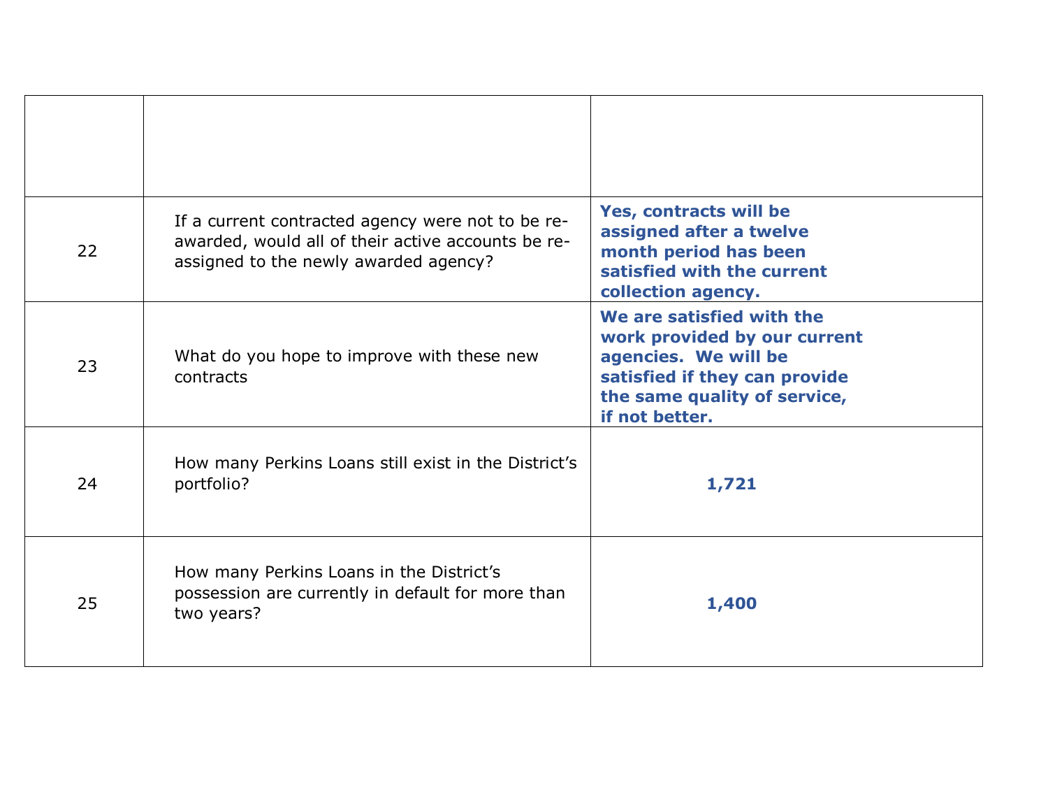| | | |
|---|---|---|
| 22 | If a current contracted agency were not to be re-awarded, would all of their active accounts be re-assigned to the newly awarded agency? | **Yes, contracts will be assigned after a twelve month period has been satisfied with the current collection agency.** |
| 23 | What do you hope to improve with these new contracts | **We are satisfied with the work provided by our current agencies. We will be satisfied if they can provide the same quality of service, if not better.** |
| 24 | How many Perkins Loans still exist in the District's portfolio? | **1,721** |
| 25 | How many Perkins Loans in the District's possession are currently in default for more than two years? | **1,400** |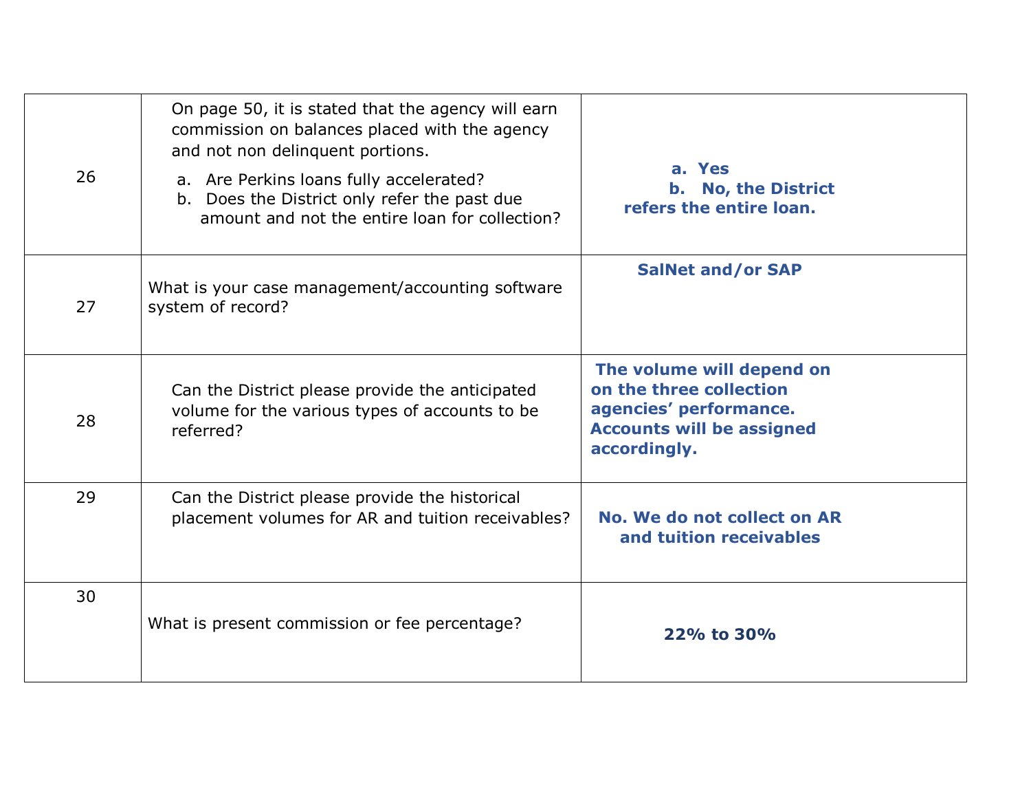| | | |
|---|---|---|
| 26 | On page 50, it is stated that the agency will earn commission on balances placed with the agency and not non delinquent portions.<br>a. Are Perkins loans fully accelerated?<br>b. Does the District only refer the past due amount and not the entire loan for collection? | **a. Yes**<br>**b. No, the District refers the entire loan.** |
| 27 | What is your case management/accounting software system of record? | **SalNet and/or SAP** |
| 28 | Can the District please provide the anticipated volume for the various types of accounts to be referred? | **The volume will depend on on the three collection agencies' performance. Accounts will be assigned accordingly.** |
| 29 | Can the District please provide the historical placement volumes for AR and tuition receivables? | **No. We do not collect on AR and tuition receivables** |
| 30 | What is present commission or fee percentage? | **22% to 30%** |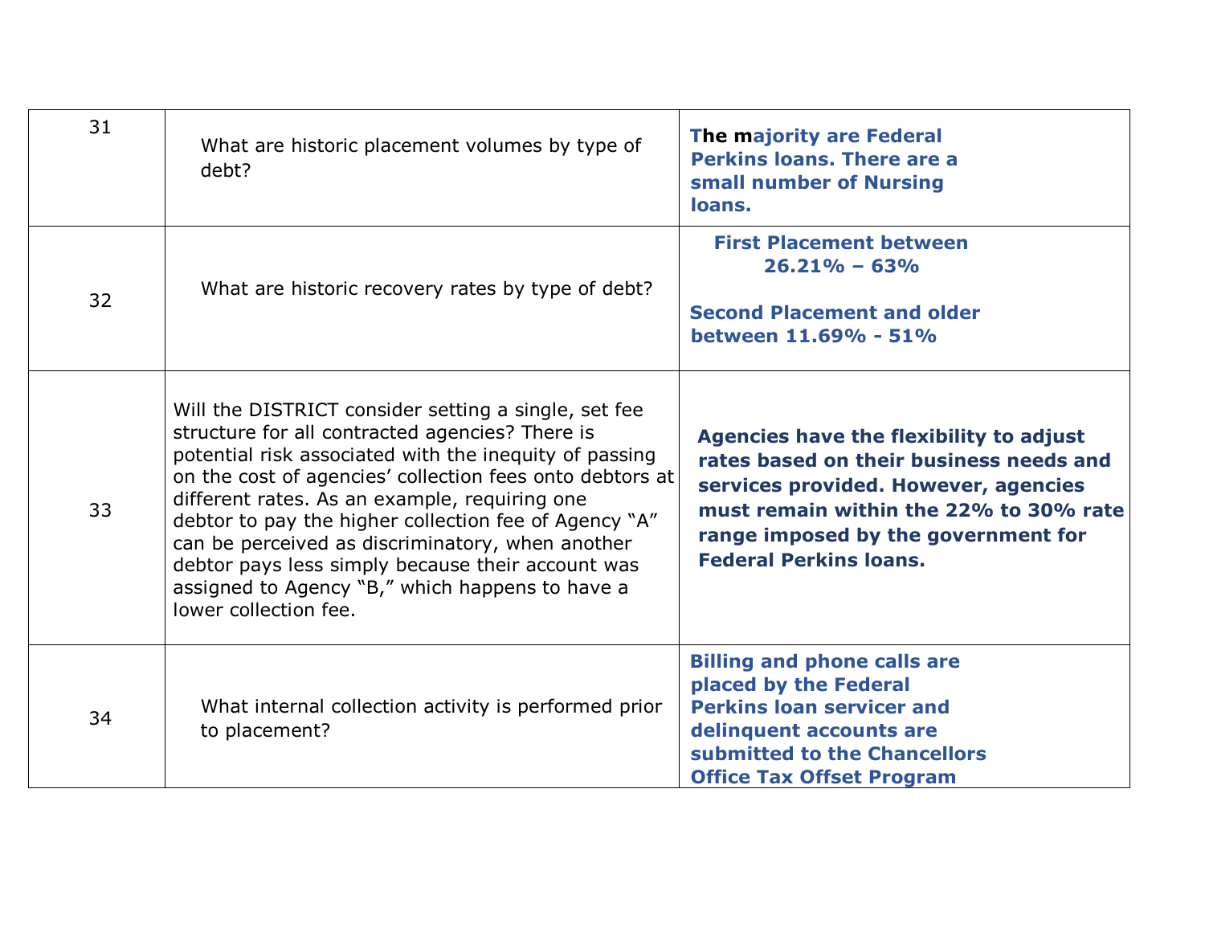| | | |
|---|---|---|
| 31 | What are historic placement volumes by type of debt? | **The majority are Federal Perkins loans. There are a small number of Nursing loans.** |
| 32 | What are historic recovery rates by type of debt? | **First Placement between 26.21% – 63%**<br><br>**Second Placement and older between 11.69% - 51%** |
| 33 | Will the DISTRICT consider setting a single, set fee structure for all contracted agencies? There is potential risk associated with the inequity of passing on the cost of agencies' collection fees onto debtors at different rates. As an example, requiring one debtor to pay the higher collection fee of Agency "A" can be perceived as discriminatory, when another debtor pays less simply because their account was assigned to Agency "B," which happens to have a lower collection fee. | **Agencies have the flexibility to adjust rates based on their business needs and services provided. However, agencies must remain within the 22% to 30% rate range imposed by the government for Federal Perkins loans.** |
| 34 | What internal collection activity is performed prior to placement? | **Billing and phone calls are placed by the Federal Perkins loan servicer and delinquent accounts are submitted to the Chancellors Office Tax Offset Program** |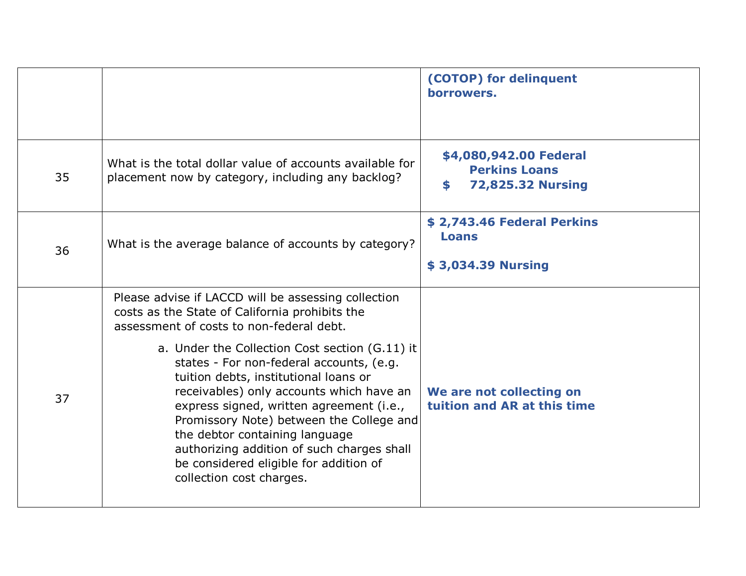| | | |
|---|---|---|
| | | **(COTOP) for delinquent borrowers.** |
| 35 | What is the total dollar value of accounts available for placement now by category, including any backlog? | **$4,080,942.00 Federal Perkins Loans**<br>**$ 72,825.32 Nursing** |
| 36 | What is the average balance of accounts by category? | **$ 2,743.46 Federal Perkins Loans**<br><br>**$ 3,034.39 Nursing** |
| 37 | Please advise if LACCD will be assessing collection costs as the State of California prohibits the assessment of costs to non-federal debt.<br><br>a. Under the Collection Cost section (G.11) it states - For non-federal accounts, (e.g. tuition debts, institutional loans or receivables) only accounts which have an express signed, written agreement (i.e., Promissory Note) between the College and the debtor containing language authorizing addition of such charges shall be considered eligible for addition of collection cost charges. | **We are not collecting on tuition and AR at this time** |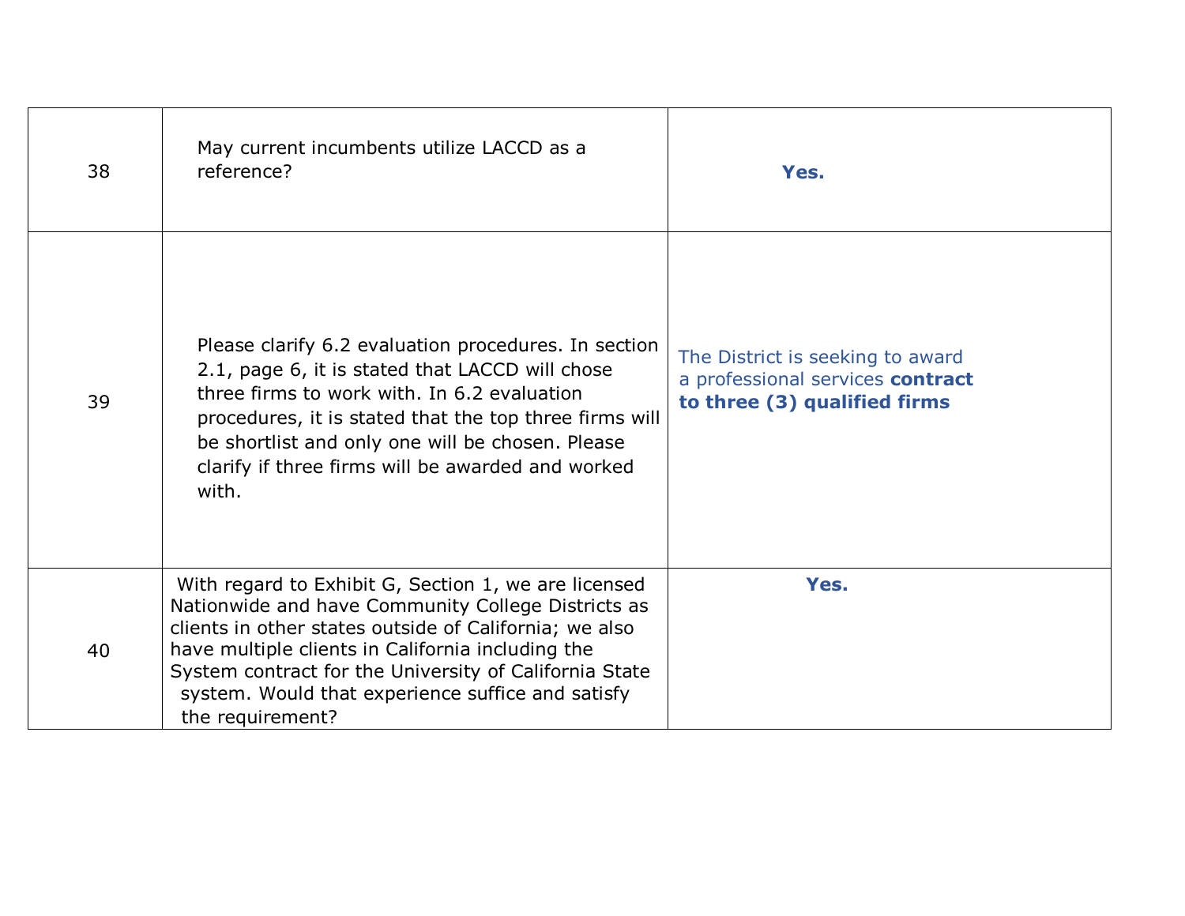| | | |
|---|---|---|
| 38 | May current incumbents utilize LACCD as a reference? | **Yes.** |
| 39 | Please clarify 6.2 evaluation procedures. In section 2.1, page 6, it is stated that LACCD will chose three firms to work with. In 6.2 evaluation procedures, it is stated that the top three firms will be shortlist and only one will be chosen. Please clarify if three firms will be awarded and worked with. | The District is seeking to award a professional services **contract to three (3) qualified firms** |
| 40 | With regard to Exhibit G, Section 1, we are licensed Nationwide and have Community College Districts as clients in other states outside of California; we also have multiple clients in California including the System contract for the University of California State system. Would that experience suffice and satisfy the requirement? | **Yes.** |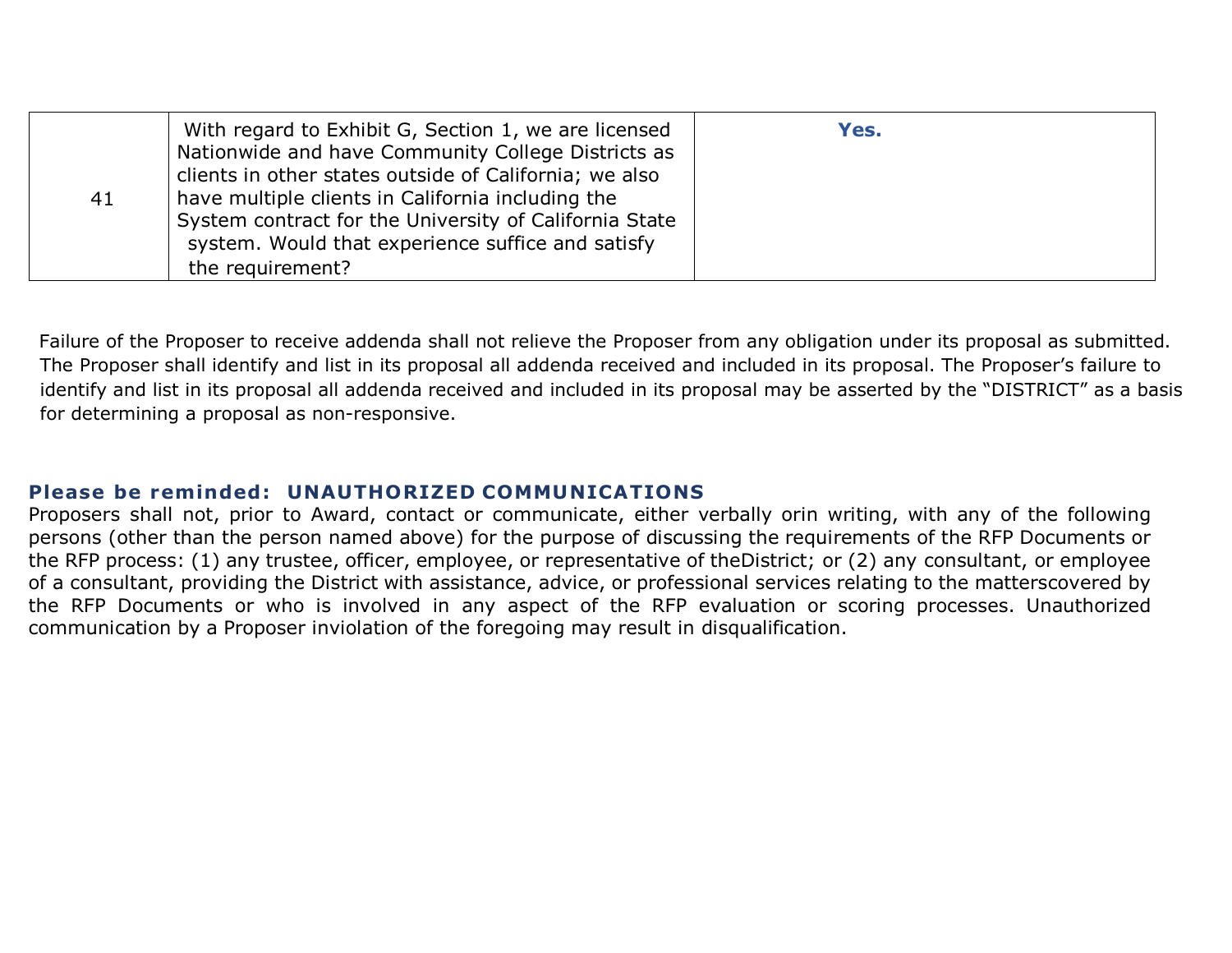| | | |
|---|---|---|
| 41 | With regard to Exhibit G, Section 1, we are licensed Nationwide and have Community College Districts as clients in other states outside of California; we also have multiple clients in California including the System contract for the University of California State system. Would that experience suffice and satisfy the requirement? | **Yes.** |

Failure of the Proposer to receive addenda shall not relieve the Proposer from any obligation under its proposal as submitted. The Proposer shall identify and list in its proposal all addenda received and included in its proposal. The Proposer's failure to identify and list in its proposal all addenda received and included in its proposal may be asserted by the "DISTRICT" as a basis for determining a proposal as non-responsive.

**Please be reminded: UNAUTHORIZED COMMUNICATIONS**

Proposers shall not, prior to Award, contact or communicate, either verbally orin writing, with any of the following persons (other than the person named above) for the purpose of discussing the requirements of the RFP Documents or the RFP process: (1) any trustee, officer, employee, or representative of theDistrict; or (2) any consultant, or employee of a consultant, providing the District with assistance, advice, or professional services relating to the matterscovered by the RFP Documents or who is involved in any aspect of the RFP evaluation or scoring processes. Unauthorized communication by a Proposer inviolation of the foregoing may result in disqualification.